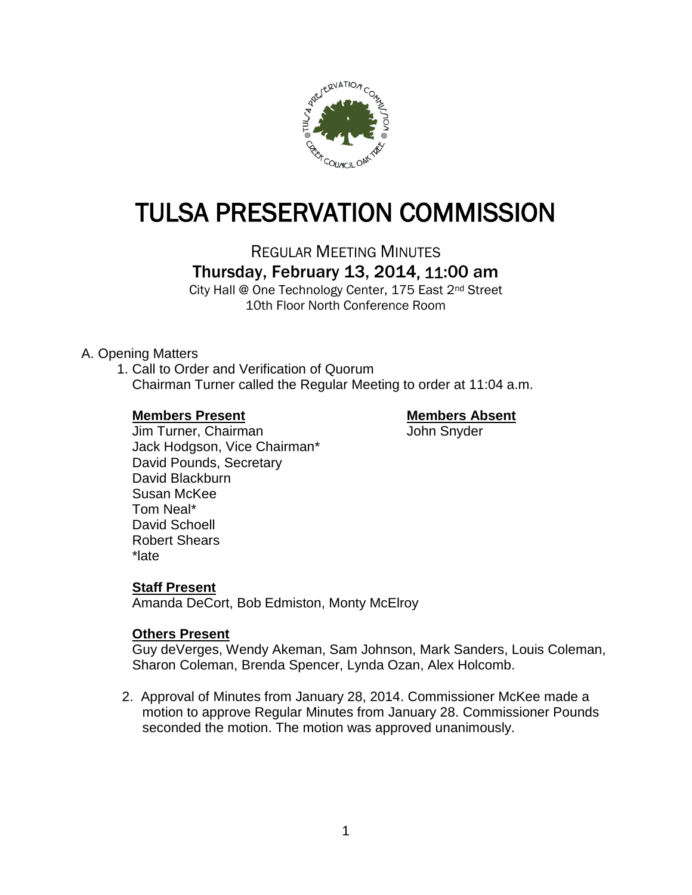# TULSA PRESERVATION COMMISSION

REGULAR MEETING MINUTES

## Thursday, February 13, 2014, 11:00 am

City Hall @ One Technology Center, 175 East 2nd Street
10th Floor North Conference Room

A. Opening Matters

1. Call to Order and Verification of Quorum
   Chairman Turner called the Regular Meeting to order at 11:04 a.m.

   **Members Present**
   Jim Turner, Chairman
   Jack Hodgson, Vice Chairman*
   David Pounds, Secretary
   David Blackburn
   Susan McKee
   Tom Neal*
   David Schoell
   Robert Shears
   *late

   **Members Absent**
   John Snyder

   **Staff Present**
   Amanda DeCort, Bob Edmiston, Monty McElroy

   **Others Present**
   Guy deVerges, Wendy Akeman, Sam Johnson, Mark Sanders, Louis Coleman, Sharon Coleman, Brenda Spencer, Lynda Ozan, Alex Holcomb.

2. Approval of Minutes from January 28, 2014. Commissioner McKee made a motion to approve Regular Minutes from January 28. Commissioner Pounds seconded the motion. The motion was approved unanimously.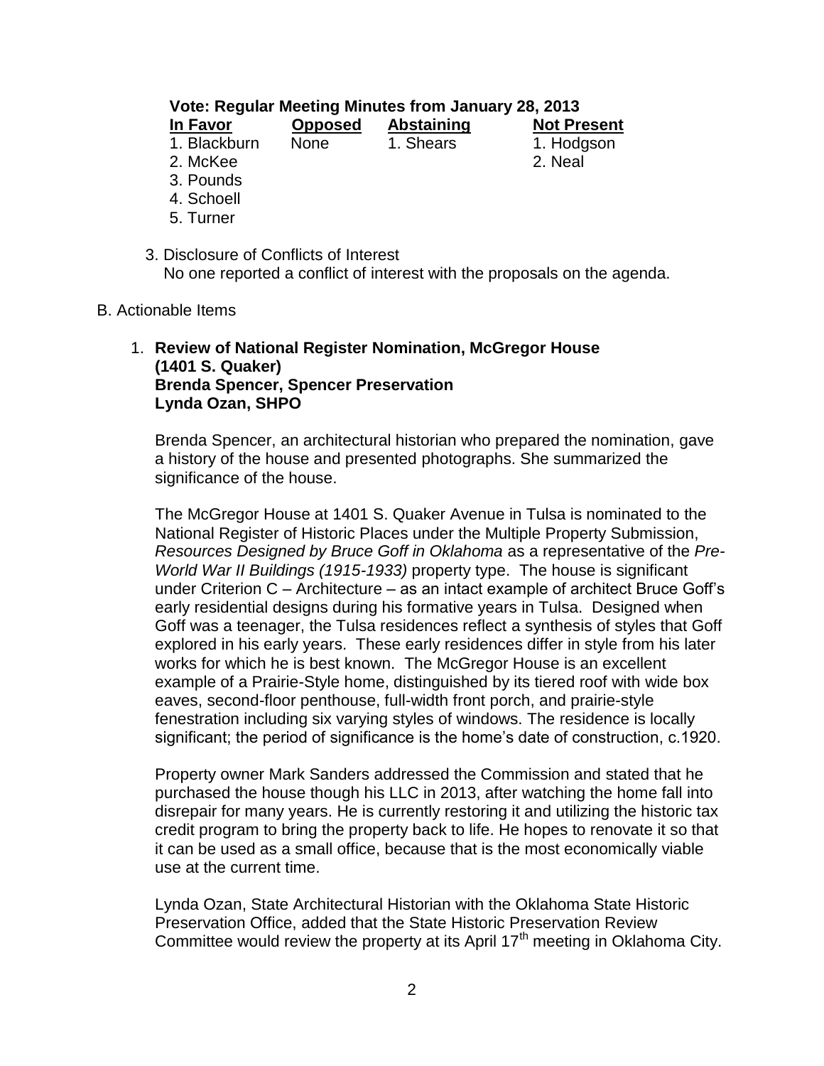**Vote: Regular Meeting Minutes from January 28, 2013**

| In Favor | Opposed | Abstaining | Not Present |
|---|---|---|---|
| 1. Blackburn | None | 1. Shears | 1. Hodgson |
| 2. McKee | | | 2. Neal |
| 3. Pounds | | | |
| 4. Schoell | | | |
| 5. Turner | | | |

3. Disclosure of Conflicts of Interest
   No one reported a conflict of interest with the proposals on the agenda.

B. Actionable Items

1. **Review of National Register Nomination, McGregor House (1401 S. Quaker)**
   **Brenda Spencer, Spencer Preservation**
   **Lynda Ozan, SHPO**

   Brenda Spencer, an architectural historian who prepared the nomination, gave a history of the house and presented photographs. She summarized the significance of the house.

   The McGregor House at 1401 S. Quaker Avenue in Tulsa is nominated to the National Register of Historic Places under the Multiple Property Submission, *Resources Designed by Bruce Goff in Oklahoma* as a representative of the *Pre-World War II Buildings (1915-1933)* property type. The house is significant under Criterion C – Architecture – as an intact example of architect Bruce Goff's early residential designs during his formative years in Tulsa. Designed when Goff was a teenager, the Tulsa residences reflect a synthesis of styles that Goff explored in his early years. These early residences differ in style from his later works for which he is best known. The McGregor House is an excellent example of a Prairie-Style home, distinguished by its tiered roof with wide box eaves, second-floor penthouse, full-width front porch, and prairie-style fenestration including six varying styles of windows. The residence is locally significant; the period of significance is the home's date of construction, c.1920.

   Property owner Mark Sanders addressed the Commission and stated that he purchased the house though his LLC in 2013, after watching the home fall into disrepair for many years. He is currently restoring it and utilizing the historic tax credit program to bring the property back to life. He hopes to renovate it so that it can be used as a small office, because that is the most economically viable use at the current time.

   Lynda Ozan, State Architectural Historian with the Oklahoma State Historic Preservation Office, added that the State Historic Preservation Review Committee would review the property at its April 17th meeting in Oklahoma City.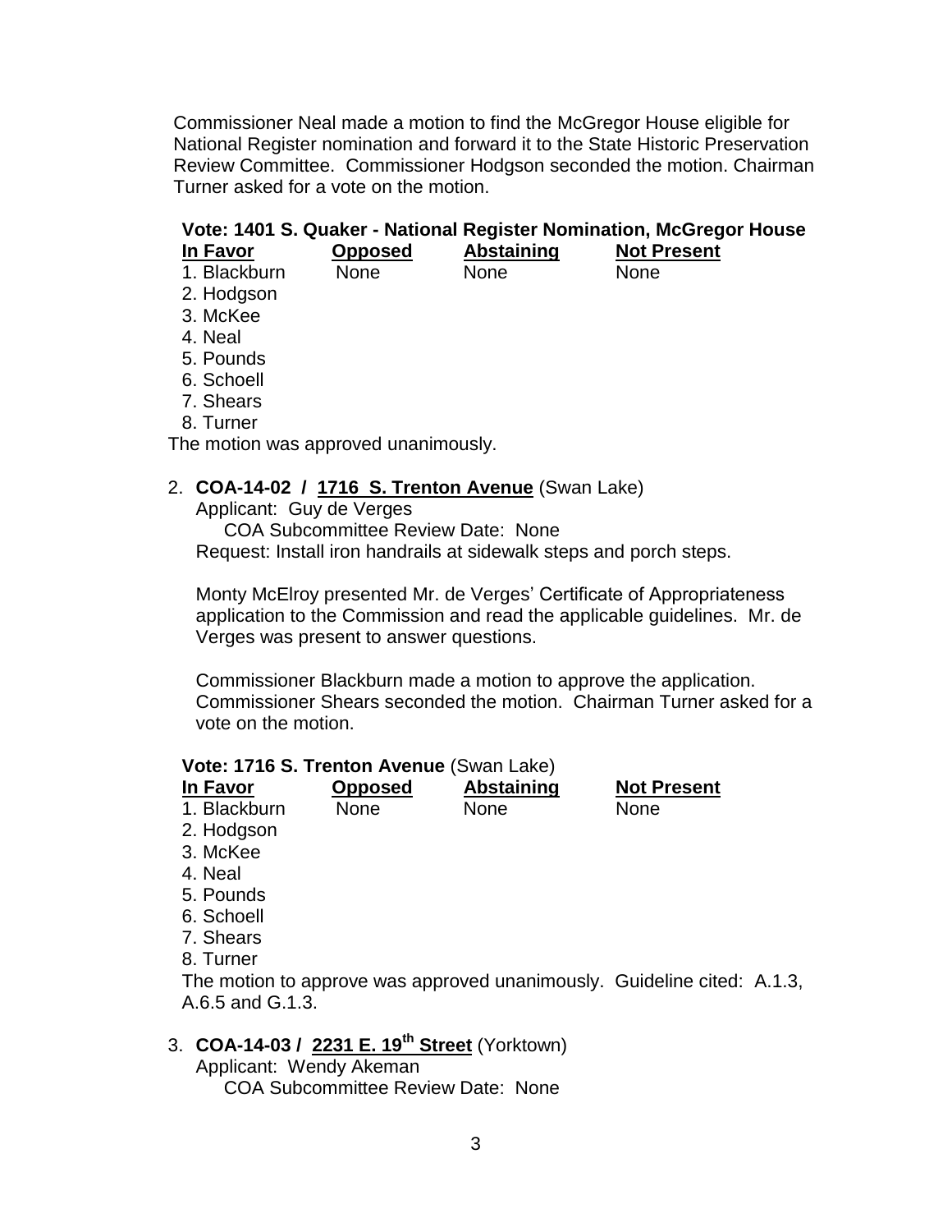Commissioner Neal made a motion to find the McGregor House eligible for National Register nomination and forward it to the State Historic Preservation Review Committee. Commissioner Hodgson seconded the motion. Chairman Turner asked for a vote on the motion.

**Vote: 1401 S. Quaker - National Register Nomination, McGregor House**

| In Favor | Opposed | Abstaining | Not Present |
|---|---|---|---|
| 1. Blackburn | None | None | None |
| 2. Hodgson | | | |
| 3. McKee | | | |
| 4. Neal | | | |
| 5. Pounds | | | |
| 6. Schoell | | | |
| 7. Shears | | | |
| 8. Turner | | | |

The motion was approved unanimously.

2. **COA-14-02 / 1716 S. Trenton Avenue** (Swan Lake)
   Applicant: Guy de Verges
   COA Subcommittee Review Date: None
   Request: Install iron handrails at sidewalk steps and porch steps.

   Monty McElroy presented Mr. de Verges' Certificate of Appropriateness application to the Commission and read the applicable guidelines. Mr. de Verges was present to answer questions.

   Commissioner Blackburn made a motion to approve the application. Commissioner Shears seconded the motion. Chairman Turner asked for a vote on the motion.

**Vote: 1716 S. Trenton Avenue** (Swan Lake)

| In Favor | Opposed | Abstaining | Not Present |
|---|---|---|---|
| 1. Blackburn | None | None | None |
| 2. Hodgson | | | |
| 3. McKee | | | |
| 4. Neal | | | |
| 5. Pounds | | | |
| 6. Schoell | | | |
| 7. Shears | | | |
| 8. Turner | | | |

The motion to approve was approved unanimously. Guideline cited: A.1.3, A.6.5 and G.1.3.

3. **COA-14-03 / 2231 E. 19th Street** (Yorktown)
   Applicant: Wendy Akeman
   COA Subcommittee Review Date: None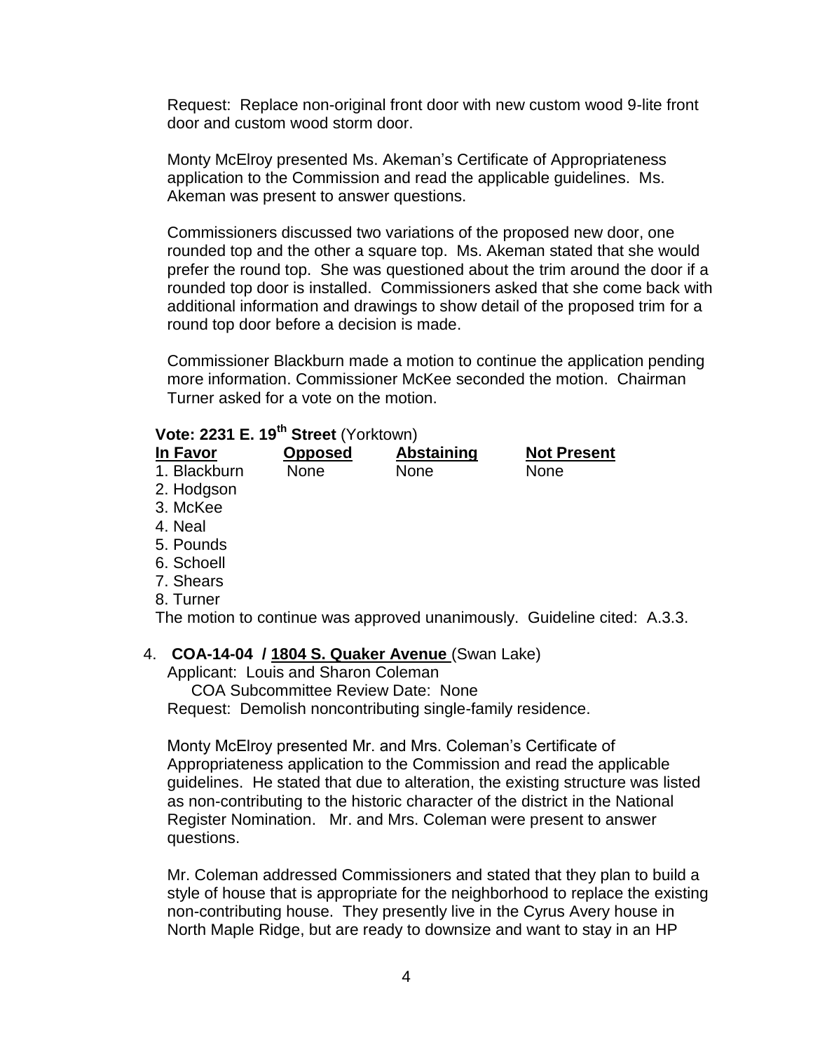Request: Replace non-original front door with new custom wood 9-lite front door and custom wood storm door.

Monty McElroy presented Ms. Akeman's Certificate of Appropriateness application to the Commission and read the applicable guidelines. Ms. Akeman was present to answer questions.

Commissioners discussed two variations of the proposed new door, one rounded top and the other a square top. Ms. Akeman stated that she would prefer the round top. She was questioned about the trim around the door if a rounded top door is installed. Commissioners asked that she come back with additional information and drawings to show detail of the proposed trim for a round top door before a decision is made.

Commissioner Blackburn made a motion to continue the application pending more information. Commissioner McKee seconded the motion. Chairman Turner asked for a vote on the motion.

**Vote: 2231 E. 19th Street** (Yorktown)

| In Favor | Opposed | Abstaining | Not Present |
|---|---|---|---|
| 1. Blackburn | None | None | None |
| 2. Hodgson | | | |
| 3. McKee | | | |
| 4. Neal | | | |
| 5. Pounds | | | |
| 6. Schoell | | | |
| 7. Shears | | | |
| 8. Turner | | | |

The motion to continue was approved unanimously. Guideline cited: A.3.3.

4. **COA-14-04 / 1804 S. Quaker Avenue** (Swan Lake)
   Applicant: Louis and Sharon Coleman
   COA Subcommittee Review Date: None
   Request: Demolish noncontributing single-family residence.

   Monty McElroy presented Mr. and Mrs. Coleman's Certificate of Appropriateness application to the Commission and read the applicable guidelines. He stated that due to alteration, the existing structure was listed as non-contributing to the historic character of the district in the National Register Nomination. Mr. and Mrs. Coleman were present to answer questions.

   Mr. Coleman addressed Commissioners and stated that they plan to build a style of house that is appropriate for the neighborhood to replace the existing non-contributing house. They presently live in the Cyrus Avery house in North Maple Ridge, but are ready to downsize and want to stay in an HP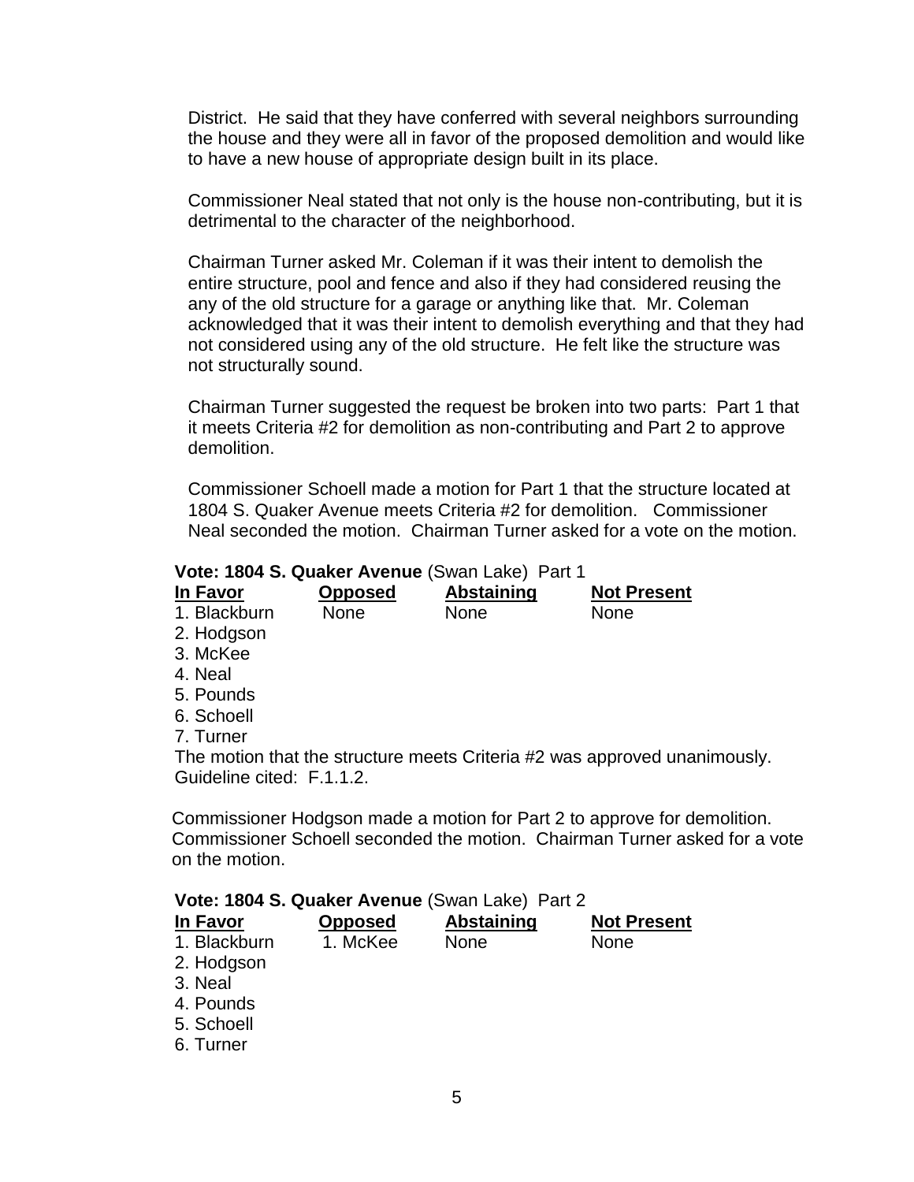District. He said that they have conferred with several neighbors surrounding the house and they were all in favor of the proposed demolition and would like to have a new house of appropriate design built in its place.

Commissioner Neal stated that not only is the house non-contributing, but it is detrimental to the character of the neighborhood.

Chairman Turner asked Mr. Coleman if it was their intent to demolish the entire structure, pool and fence and also if they had considered reusing the any of the old structure for a garage or anything like that. Mr. Coleman acknowledged that it was their intent to demolish everything and that they had not considered using any of the old structure. He felt like the structure was not structurally sound.

Chairman Turner suggested the request be broken into two parts: Part 1 that it meets Criteria #2 for demolition as non-contributing and Part 2 to approve demolition.

Commissioner Schoell made a motion for Part 1 that the structure located at 1804 S. Quaker Avenue meets Criteria #2 for demolition. Commissioner Neal seconded the motion. Chairman Turner asked for a vote on the motion.

**Vote: 1804 S. Quaker Avenue** (Swan Lake) Part 1

| In Favor | Opposed | Abstaining | Not Present |
|---|---|---|---|
| 1. Blackburn | None | None | None |
| 2. Hodgson | | | |
| 3. McKee | | | |
| 4. Neal | | | |
| 5. Pounds | | | |
| 6. Schoell | | | |
| 7. Turner | | | |

The motion that the structure meets Criteria #2 was approved unanimously.
Guideline cited: F.1.1.2.

Commissioner Hodgson made a motion for Part 2 to approve for demolition. Commissioner Schoell seconded the motion. Chairman Turner asked for a vote on the motion.

**Vote: 1804 S. Quaker Avenue** (Swan Lake) Part 2

| In Favor | Opposed | Abstaining | Not Present |
|---|---|---|---|
| 1. Blackburn | 1. McKee | None | None |
| 2. Hodgson | | | |
| 3. Neal | | | |
| 4. Pounds | | | |
| 5. Schoell | | | |
| 6. Turner | | | |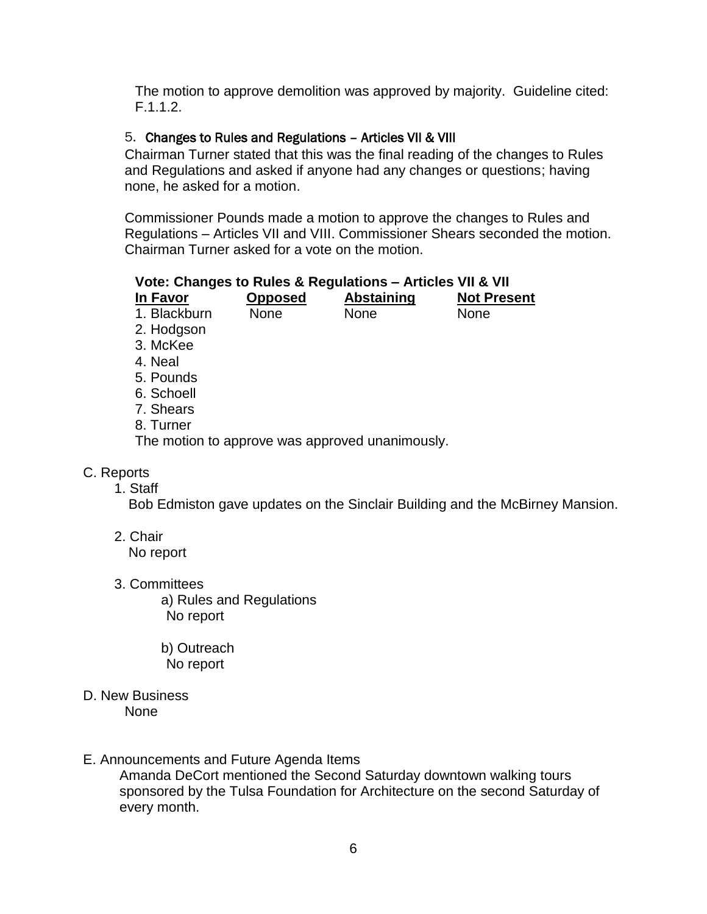The motion to approve demolition was approved by majority. Guideline cited: F.1.1.2.

5. **Changes to Rules and Regulations – Articles VII & VIII**

Chairman Turner stated that this was the final reading of the changes to Rules and Regulations and asked if anyone had any changes or questions; having none, he asked for a motion.

Commissioner Pounds made a motion to approve the changes to Rules and Regulations – Articles VII and VIII. Commissioner Shears seconded the motion. Chairman Turner asked for a vote on the motion.

**Vote: Changes to Rules & Regulations – Articles VII & VII**

| In Favor | Opposed | Abstaining | Not Present |
|---|---|---|---|
| 1. Blackburn | None | None | None |
| 2. Hodgson | | | |
| 3. McKee | | | |
| 4. Neal | | | |
| 5. Pounds | | | |
| 6. Schoell | | | |
| 7. Shears | | | |
| 8. Turner | | | |

The motion to approve was approved unanimously.

C. Reports

1. Staff

   Bob Edmiston gave updates on the Sinclair Building and the McBirney Mansion.

2. Chair

   No report

3. Committees

   a) Rules and Regulations

   No report

   b) Outreach

   No report

D. New Business

None

E. Announcements and Future Agenda Items

Amanda DeCort mentioned the Second Saturday downtown walking tours sponsored by the Tulsa Foundation for Architecture on the second Saturday of every month.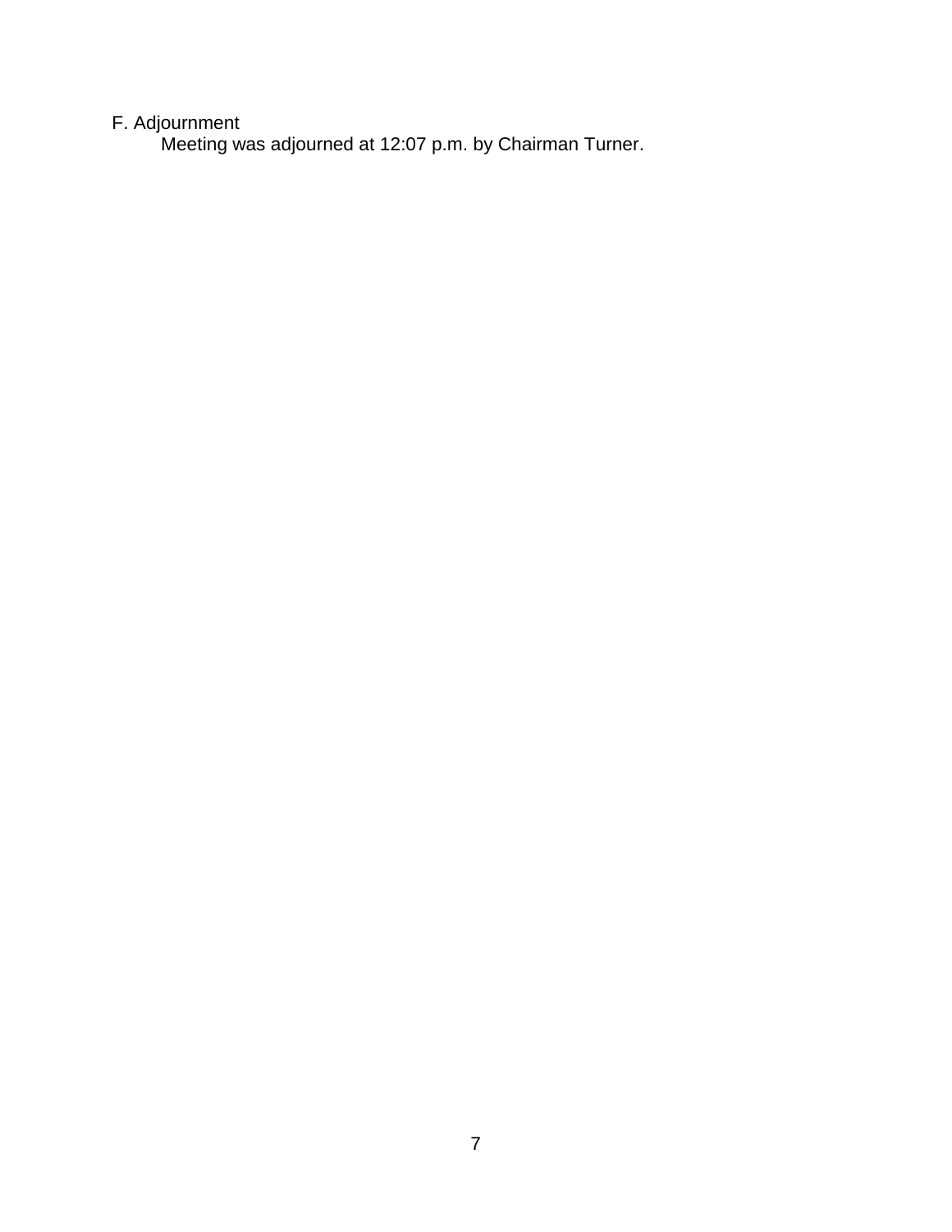F. Adjournment

Meeting was adjourned at 12:07 p.m. by Chairman Turner.